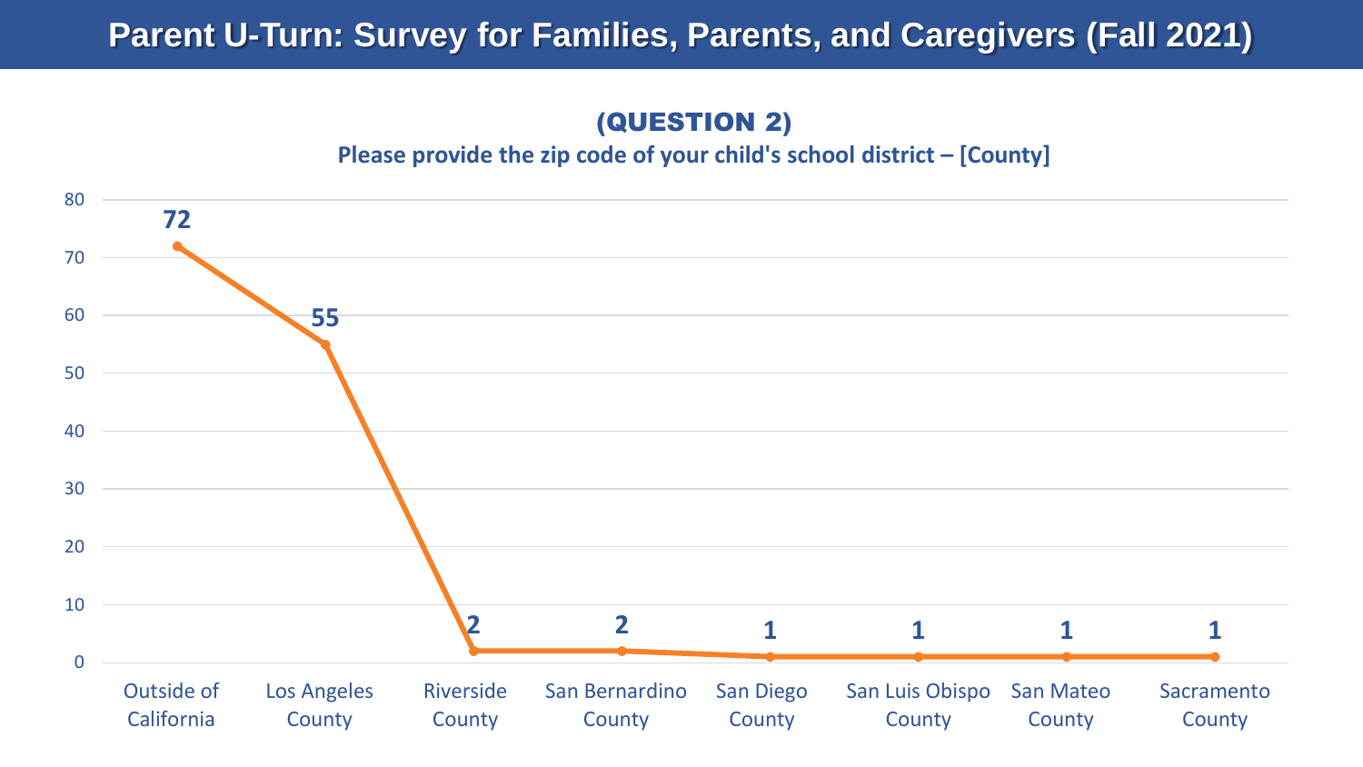# Parent U-Turn: Survey for Families, Parents, and Caregivers (Fall 2021)

## (QUESTION 2)

**Please provide the zip code of your child's school district – [County]**

| County | Count |
|---|---|
| Outside of California | 72 |
| Los Angeles County | 55 |
| Riverside County | 2 |
| San Bernardino County | 2 |
| San Diego County | 1 |
| San Luis Obispo County | 1 |
| San Mateo County | 1 |
| Sacramento County | 1 |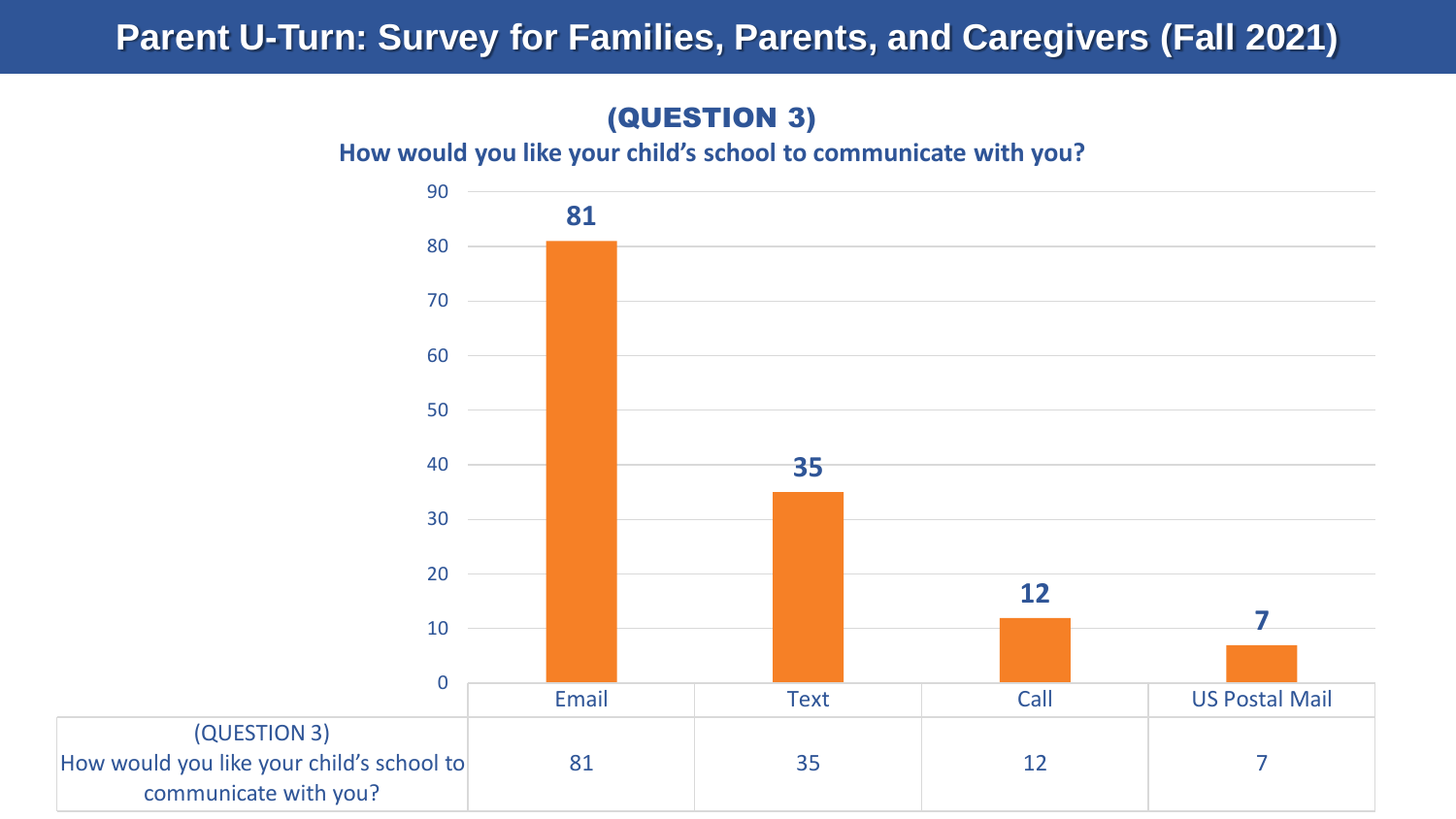# Parent U-Turn: Survey for Families, Parents, and Caregivers (Fall 2021)

## (QUESTION 3)

**How would you like your child's school to communicate with you?**

| | Email | Text | Call | US Postal Mail |
|---|---|---|---|---|
| (QUESTION 3) How would you like your child's school to communicate with you? | 81 | 35 | 12 | 7 |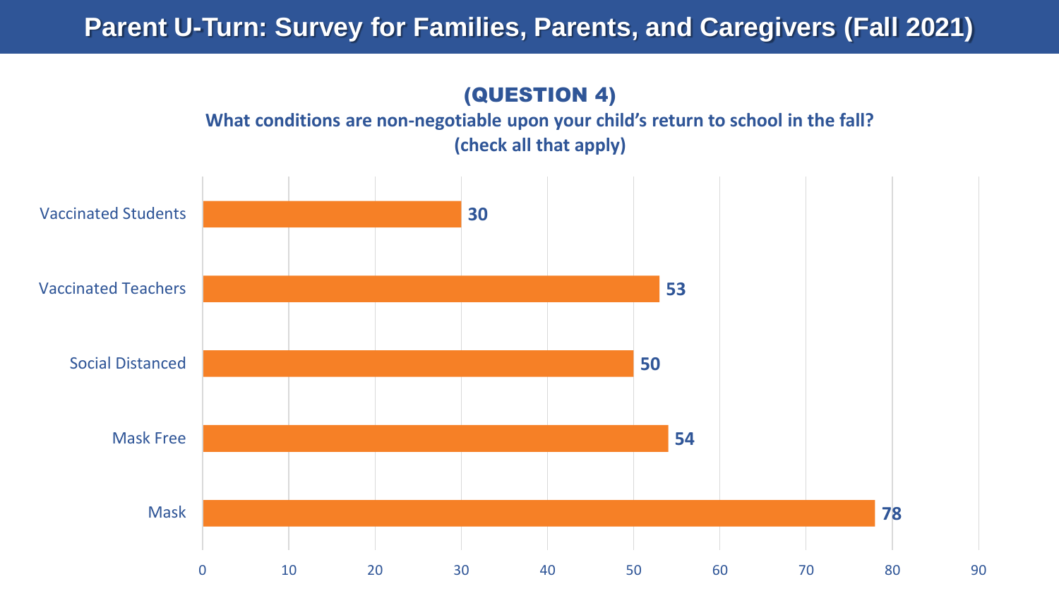# Parent U-Turn: Survey for Families, Parents, and Caregivers (Fall 2021)

## (QUESTION 4)

**What conditions are non-negotiable upon your child's return to school in the fall? (check all that apply)**

| Condition | Responses |
| --- | --- |
| Vaccinated Students | 30 |
| Vaccinated Teachers | 53 |
| Social Distanced | 50 |
| Mask Free | 54 |
| Mask | 78 |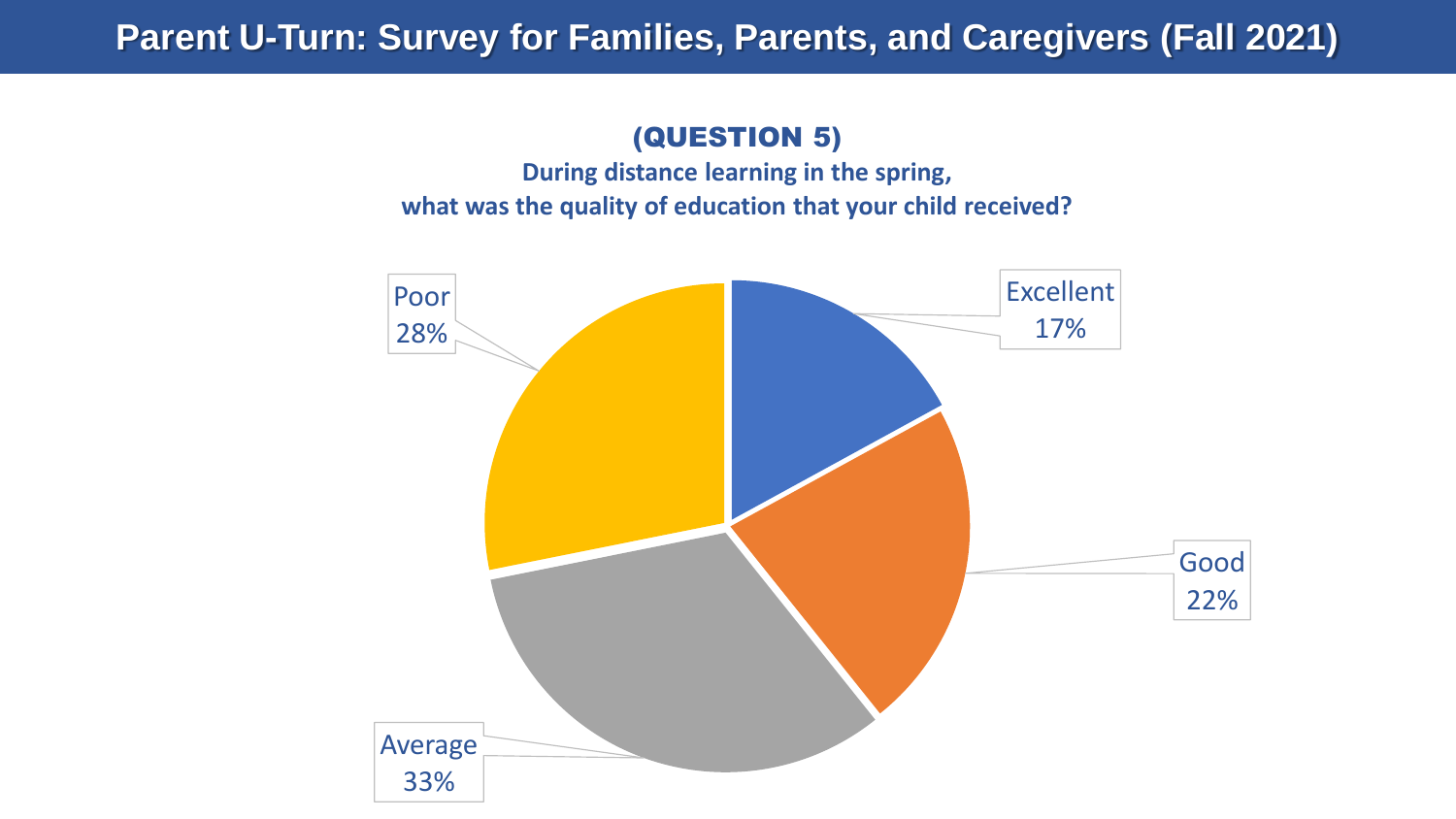# Parent U-Turn: Survey for Families, Parents, and Caregivers (Fall 2021)

## (QUESTION 5)

**During distance learning in the spring, what was the quality of education that your child received?**

| Response | Percentage |
| --- | --- |
| Excellent | 17% |
| Good | 22% |
| Average | 33% |
| Poor | 28% |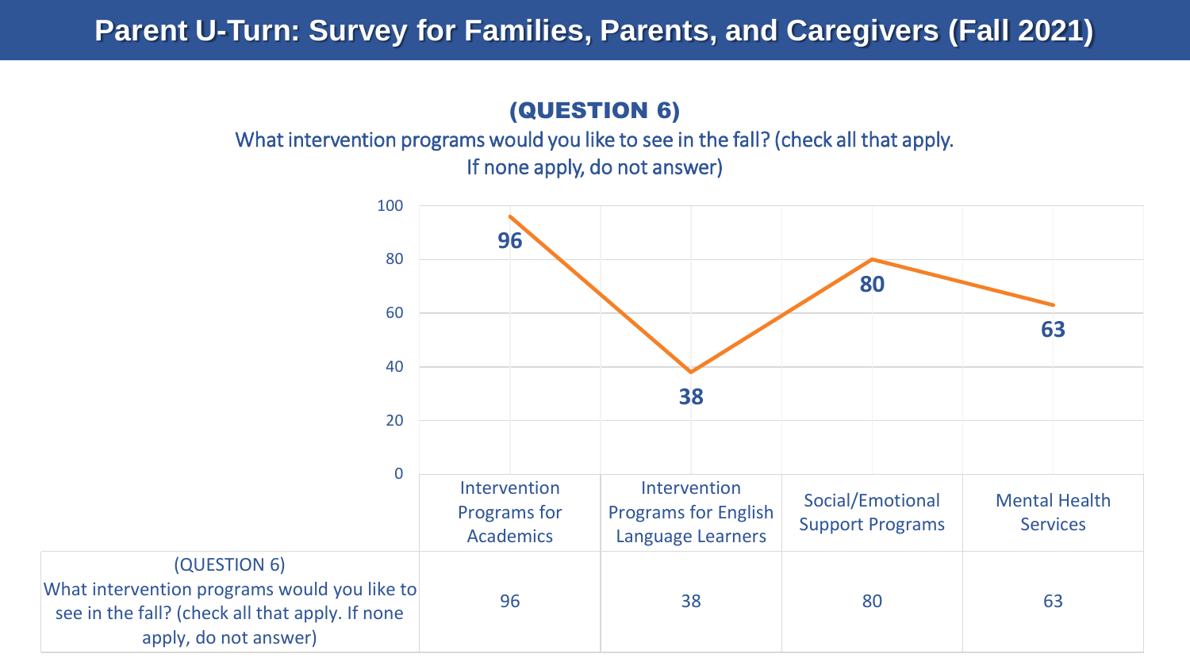# Parent U-Turn: Survey for Families, Parents, and Caregivers (Fall 2021)

## (QUESTION 6)

What intervention programs would you like to see in the fall? (check all that apply. If none apply, do not answer)

| | Intervention Programs for Academics | Intervention Programs for English Language Learners | Social/Emotional Support Programs | Mental Health Services |
|---|---|---|---|---|
| (QUESTION 6) What intervention programs would you like to see in the fall? (check all that apply. If none apply, do not answer) | 96 | 38 | 80 | 63 |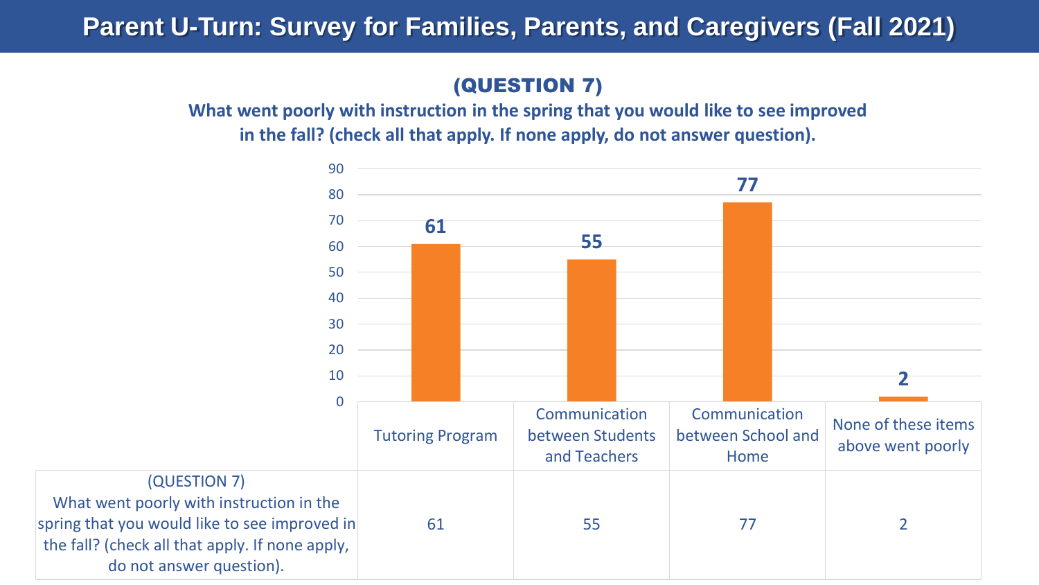# Parent U-Turn: Survey for Families, Parents, and Caregivers (Fall 2021)

## (QUESTION 7)

**What went poorly with instruction in the spring that you would like to see improved in the fall? (check all that apply. If none apply, do not answer question).**

| | Tutoring Program | Communication between Students and Teachers | Communication between School and Home | None of these items above went poorly |
|---|---|---|---|---|
| (QUESTION 7) What went poorly with instruction in the spring that you would like to see improved in the fall? (check all that apply. If none apply, do not answer question). | 61 | 55 | 77 | 2 |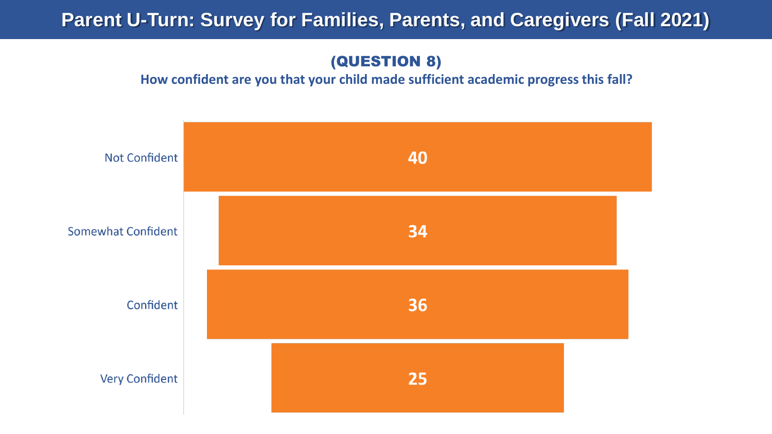# Parent U-Turn: Survey for Families, Parents, and Caregivers (Fall 2021)

## (QUESTION 8)

**How confident are you that your child made sufficient academic progress this fall?**

| Response | Count |
|---|---|
| Not Confident | 40 |
| Somewhat Confident | 34 |
| Confident | 36 |
| Very Confident | 25 |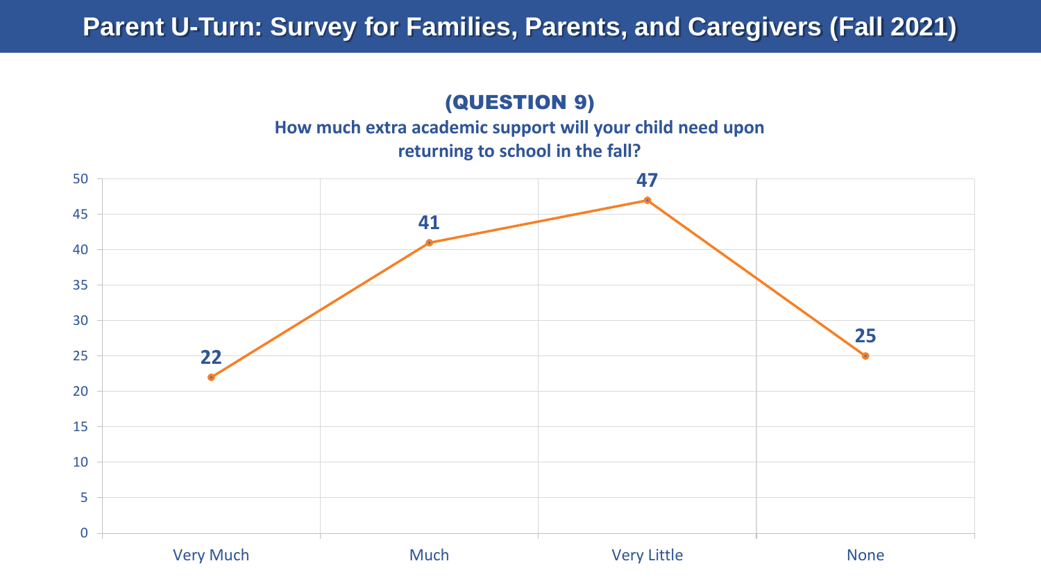# Parent U-Turn: Survey for Families, Parents, and Caregivers (Fall 2021)

## (QUESTION 9)

**How much extra academic support will your child need upon returning to school in the fall?**

| Response | Count |
|---|---|
| Very Much | 22 |
| Much | 41 |
| Very Little | 47 |
| None | 25 |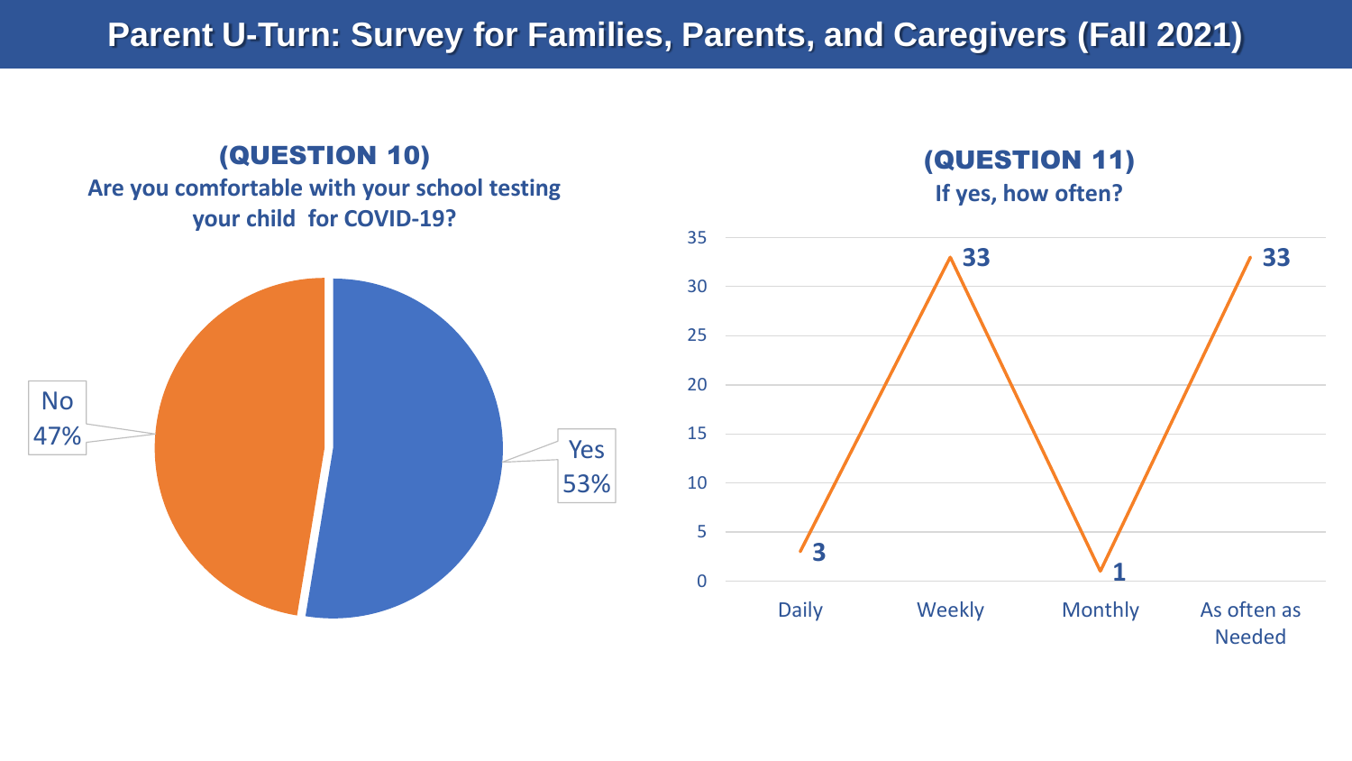# Parent U-Turn: Survey for Families, Parents, and Caregivers (Fall 2021)

## (QUESTION 10)

**Are you comfortable with your school testing your child for COVID-19?**

| Response | Percentage |
|---|---|
| Yes | 53% |
| No | 47% |

## (QUESTION 11)

**If yes, how often?**

| Frequency | Count |
|---|---|
| Daily | 3 |
| Weekly | 33 |
| Monthly | 1 |
| As often as Needed | 33 |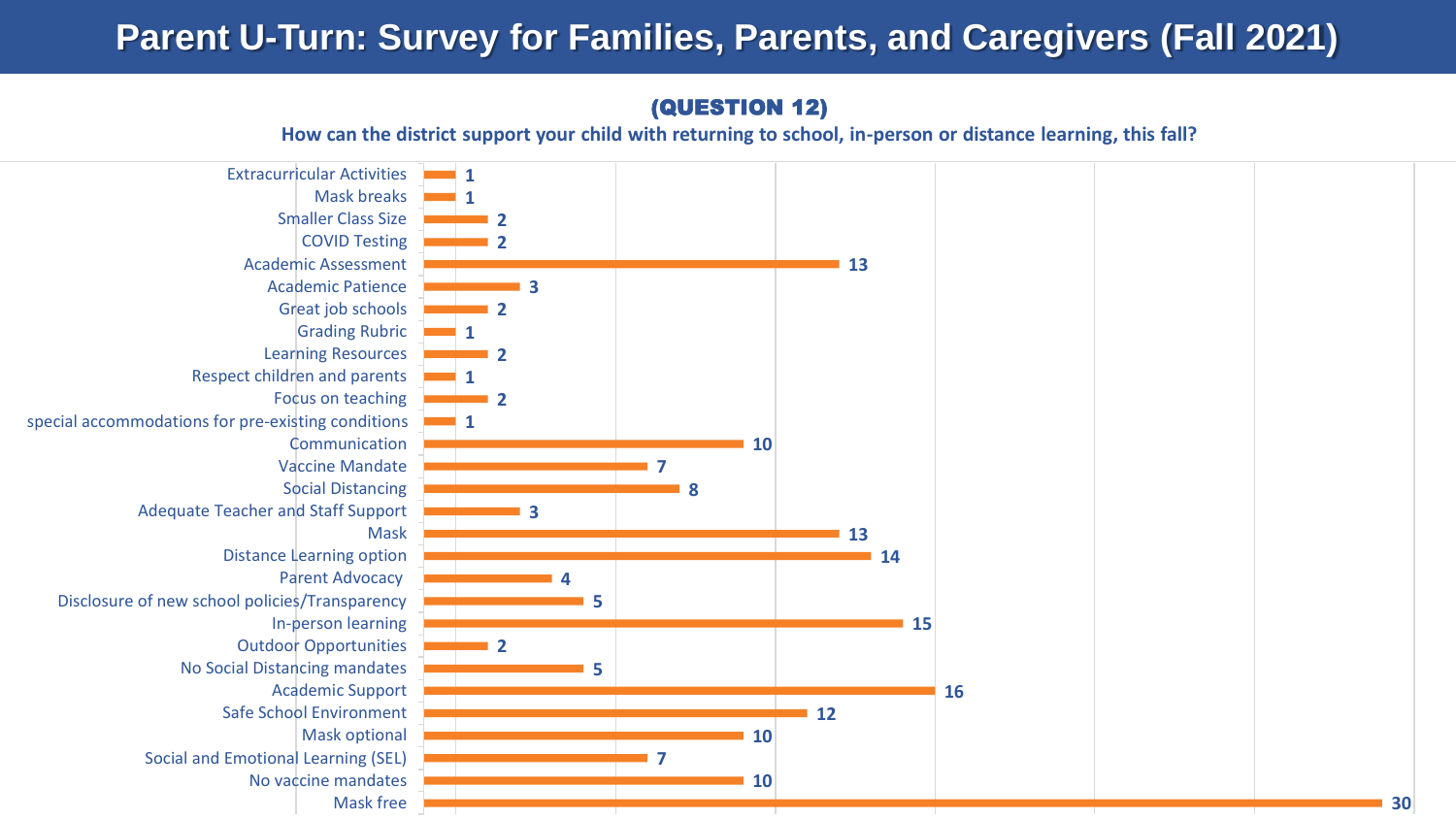# Parent U-Turn: Survey for Families, Parents, and Caregivers (Fall 2021)

## (QUESTION 12)

**How can the district support your child with returning to school, in-person or distance learning, this fall?**

Extracurricular Activities 1
Mask breaks 1
Smaller Class Size 2
COVID Testing 2
Academic Assessment 13
Academic Patience 3
Great job schools 2
Grading Rubric 1
Learning Resources 2
Respect children and parents 1
Focus on teaching 2
special accommodations for pre-existing conditions 1
Communication 10
Vaccine Mandate 7
Social Distancing 8
Adequate Teacher and Staff Support 3
Mask 13
Distance Learning option 14
Parent Advocacy 4
Disclosure of new school policies/Transparency 5
In-person learning 15
Outdoor Opportunities 2
No Social Distancing mandates 5
Academic Support 16
Safe School Environment 12
Mask optional 10
Social and Emotional Learning (SEL) 7
No vaccine mandates 10
Mask free 30